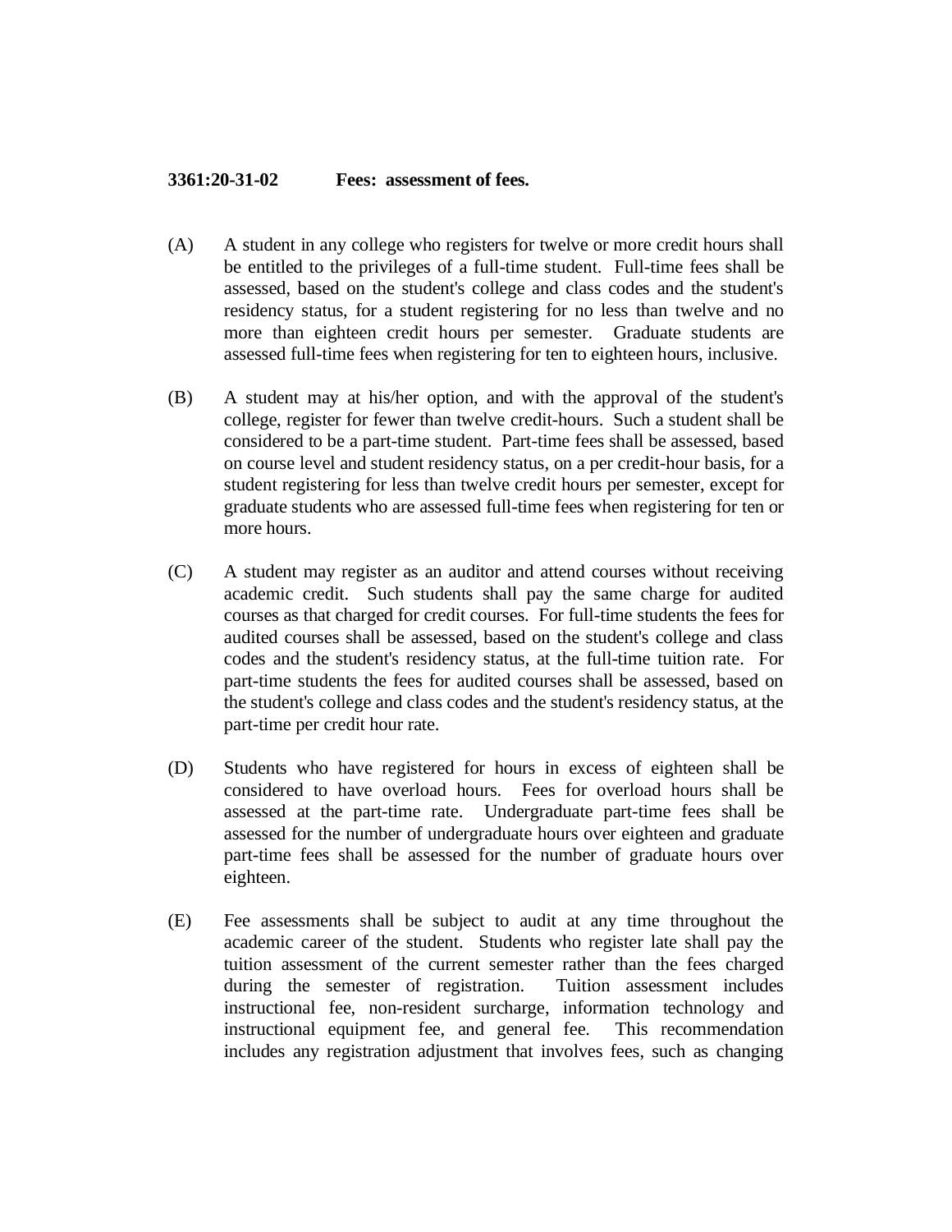**3361:20-31-02 Fees: assessment of fees.**

(A) A student in any college who registers for twelve or more credit hours shall be entitled to the privileges of a full-time student. Full-time fees shall be assessed, based on the student's college and class codes and the student's residency status, for a student registering for no less than twelve and no more than eighteen credit hours per semester. Graduate students are assessed full-time fees when registering for ten to eighteen hours, inclusive.

(B) A student may at his/her option, and with the approval of the student's college, register for fewer than twelve credit-hours. Such a student shall be considered to be a part-time student. Part-time fees shall be assessed, based on course level and student residency status, on a per credit-hour basis, for a student registering for less than twelve credit hours per semester, except for graduate students who are assessed full-time fees when registering for ten or more hours.

(C) A student may register as an auditor and attend courses without receiving academic credit. Such students shall pay the same charge for audited courses as that charged for credit courses. For full-time students the fees for audited courses shall be assessed, based on the student's college and class codes and the student's residency status, at the full-time tuition rate. For part-time students the fees for audited courses shall be assessed, based on the student's college and class codes and the student's residency status, at the part-time per credit hour rate.

(D) Students who have registered for hours in excess of eighteen shall be considered to have overload hours. Fees for overload hours shall be assessed at the part-time rate. Undergraduate part-time fees shall be assessed for the number of undergraduate hours over eighteen and graduate part-time fees shall be assessed for the number of graduate hours over eighteen.

(E) Fee assessments shall be subject to audit at any time throughout the academic career of the student. Students who register late shall pay the tuition assessment of the current semester rather than the fees charged during the semester of registration. Tuition assessment includes instructional fee, non-resident surcharge, information technology and instructional equipment fee, and general fee. This recommendation includes any registration adjustment that involves fees, such as changing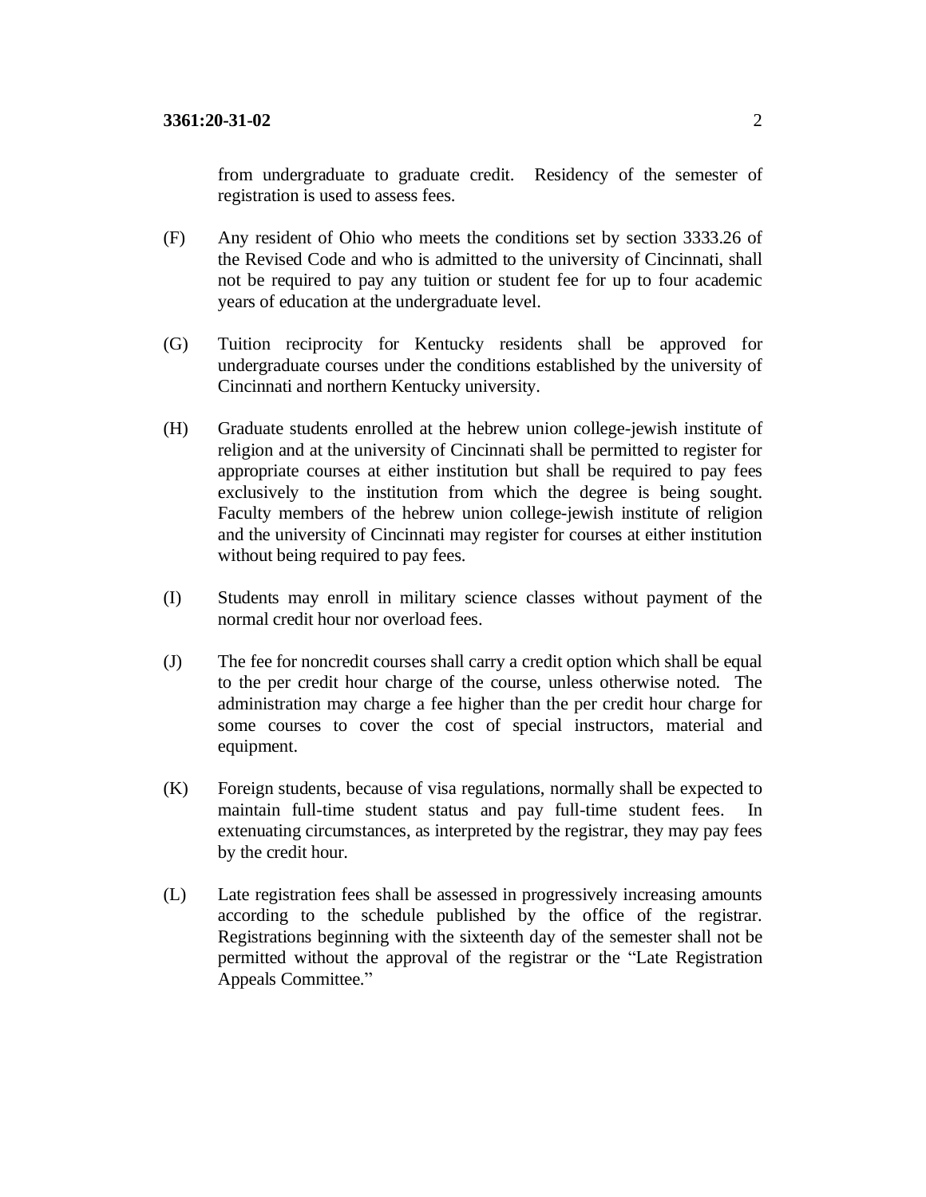from undergraduate to graduate credit. Residency of the semester of registration is used to assess fees.

(F) Any resident of Ohio who meets the conditions set by section 3333.26 of the Revised Code and who is admitted to the university of Cincinnati, shall not be required to pay any tuition or student fee for up to four academic years of education at the undergraduate level.

(G) Tuition reciprocity for Kentucky residents shall be approved for undergraduate courses under the conditions established by the university of Cincinnati and northern Kentucky university.

(H) Graduate students enrolled at the hebrew union college-jewish institute of religion and at the university of Cincinnati shall be permitted to register for appropriate courses at either institution but shall be required to pay fees exclusively to the institution from which the degree is being sought. Faculty members of the hebrew union college-jewish institute of religion and the university of Cincinnati may register for courses at either institution without being required to pay fees.

(I) Students may enroll in military science classes without payment of the normal credit hour nor overload fees.

(J) The fee for noncredit courses shall carry a credit option which shall be equal to the per credit hour charge of the course, unless otherwise noted. The administration may charge a fee higher than the per credit hour charge for some courses to cover the cost of special instructors, material and equipment.

(K) Foreign students, because of visa regulations, normally shall be expected to maintain full-time student status and pay full-time student fees. In extenuating circumstances, as interpreted by the registrar, they may pay fees by the credit hour.

(L) Late registration fees shall be assessed in progressively increasing amounts according to the schedule published by the office of the registrar. Registrations beginning with the sixteenth day of the semester shall not be permitted without the approval of the registrar or the "Late Registration Appeals Committee."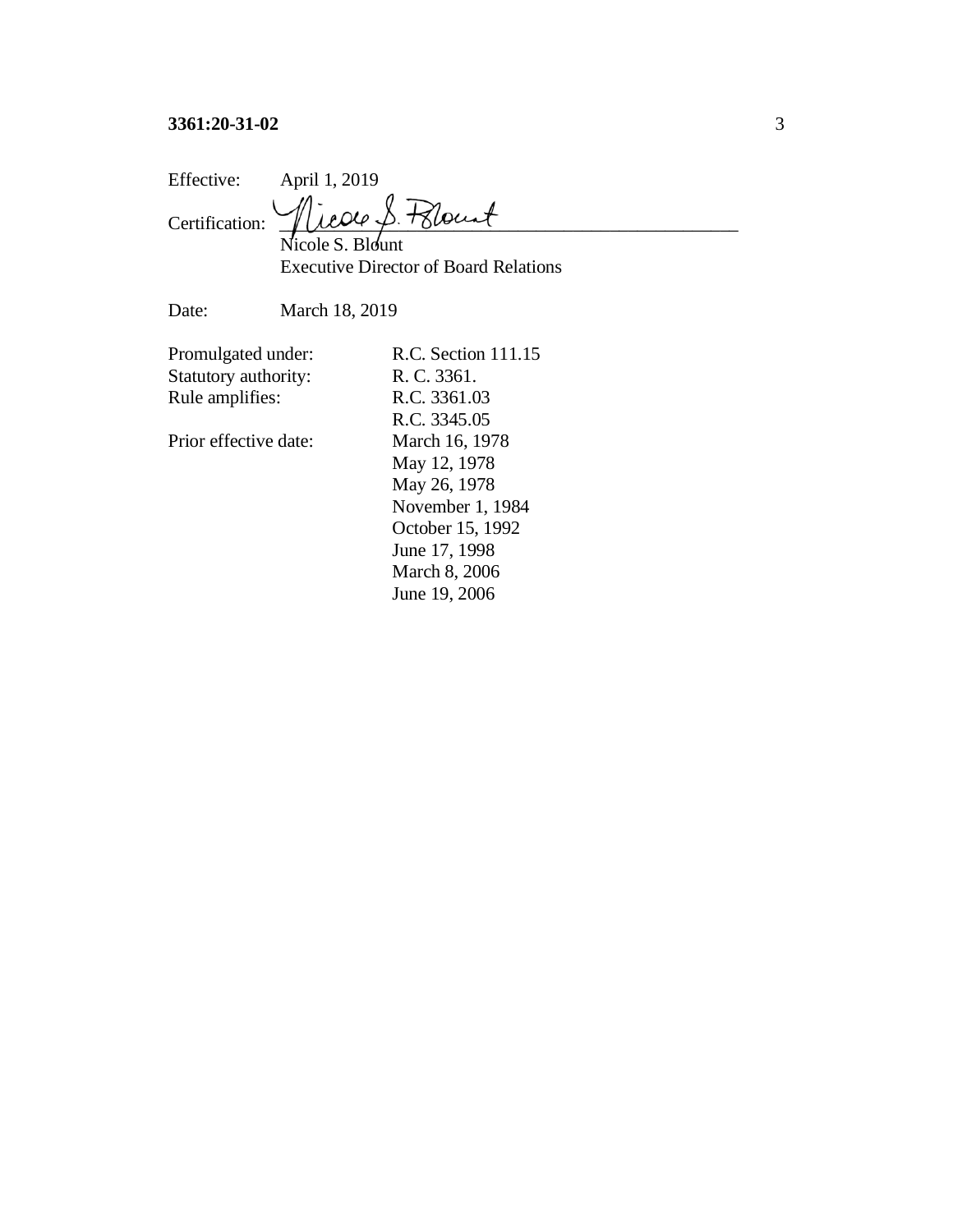Effective: April 1, 2019

Certification: ______________________________

Nicole S. Blount
Executive Director of Board Relations

Date: March 18, 2019

| | |
|---|---|
| Promulgated under: | R.C. Section 111.15 |
| Statutory authority: | R. C. 3361. |
| Rule amplifies: | R.C. 3361.03 |
| | R.C. 3345.05 |
| Prior effective date: | March 16, 1978 |
| | May 12, 1978 |
| | May 26, 1978 |
| | November 1, 1984 |
| | October 15, 1992 |
| | June 17, 1998 |
| | March 8, 2006 |
| | June 19, 2006 |